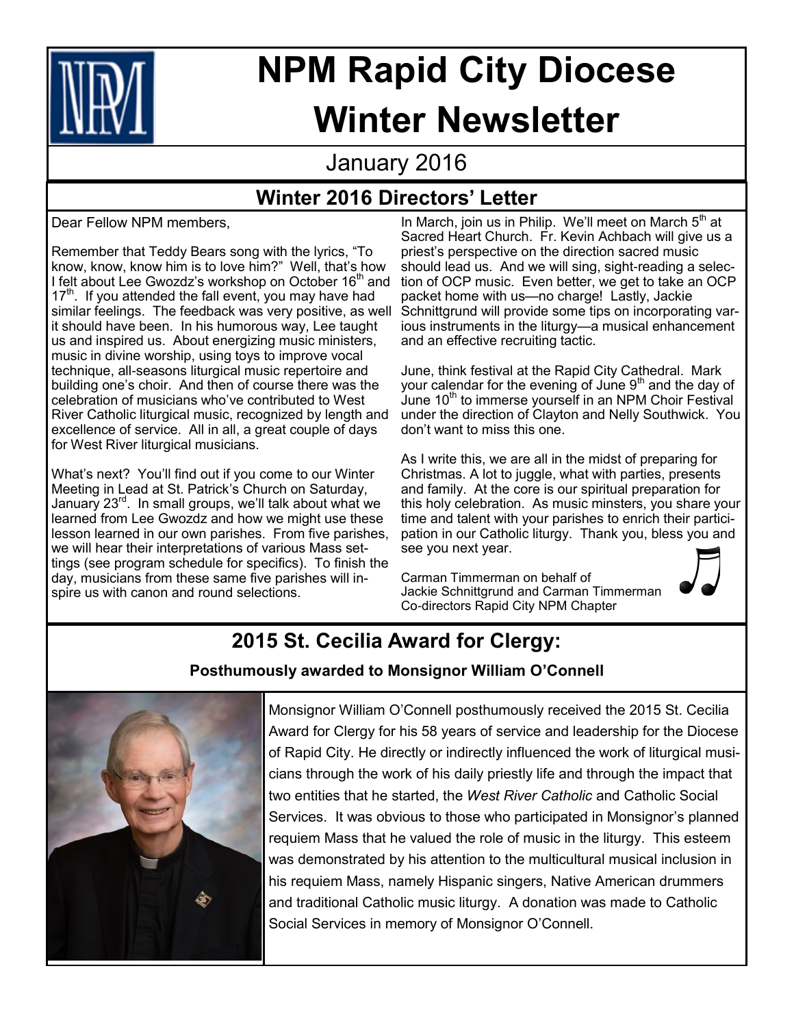# NPM Rapid City Diocese Winter Newsletter

January 2016

## Winter 2016 Directors' Letter

Dear Fellow NPM members,

Remember that Teddy Bears song with the lyrics, "To know, know, know him is to love him?" Well, that's how I felt about Lee Gwozdz's workshop on October 16th and 17th. If you attended the fall event, you may have had similar feelings. The feedback was very positive, as well it should have been. In his humorous way, Lee taught us and inspired us. About energizing music ministers, music in divine worship, using toys to improve vocal technique, all-seasons liturgical music repertoire and building one's choir. And then of course there was the celebration of musicians who've contributed to West River Catholic liturgical music, recognized by length and excellence of service. All in all, a great couple of days for West River liturgical musicians.

What's next? You'll find out if you come to our Winter Meeting in Lead at St. Patrick's Church on Saturday, January 23rd. In small groups, we'll talk about what we learned from Lee Gwozdz and how we might use these lesson learned in our own parishes. From five parishes, we will hear their interpretations of various Mass settings (see program schedule for specifics). To finish the day, musicians from these same five parishes will inspire us with canon and round selections.

In March, join us in Philip. We'll meet on March 5th at Sacred Heart Church. Fr. Kevin Achbach will give us a priest's perspective on the direction sacred music should lead us. And we will sing, sight-reading a selection of OCP music. Even better, we get to take an OCP packet home with us—no charge! Lastly, Jackie Schnittgrund will provide some tips on incorporating various instruments in the liturgy—a musical enhancement and an effective recruiting tactic.

June, think festival at the Rapid City Cathedral. Mark your calendar for the evening of June 9th and the day of June 10th to immerse yourself in an NPM Choir Festival under the direction of Clayton and Nelly Southwick. You don't want to miss this one.

As I write this, we are all in the midst of preparing for Christmas. A lot to juggle, what with parties, presents and family. At the core is our spiritual preparation for this holy celebration. As music minsters, you share your time and talent with your parishes to enrich their participation in our Catholic liturgy. Thank you, bless you and see you next year.

Carman Timmerman on behalf of
Jackie Schnittgrund and Carman Timmerman
Co-directors Rapid City NPM Chapter

## 2015 St. Cecilia Award for Clergy:

**Posthumously awarded to Monsignor William O'Connell**

Monsignor William O'Connell posthumously received the 2015 St. Cecilia Award for Clergy for his 58 years of service and leadership for the Diocese of Rapid City. He directly or indirectly influenced the work of liturgical musicians through the work of his daily priestly life and through the impact that two entities that he started, the *West River Catholic* and Catholic Social Services. It was obvious to those who participated in Monsignor's planned requiem Mass that he valued the role of music in the liturgy. This esteem was demonstrated by his attention to the multicultural musical inclusion in his requiem Mass, namely Hispanic singers, Native American drummers and traditional Catholic music liturgy. A donation was made to Catholic Social Services in memory of Monsignor O'Connell.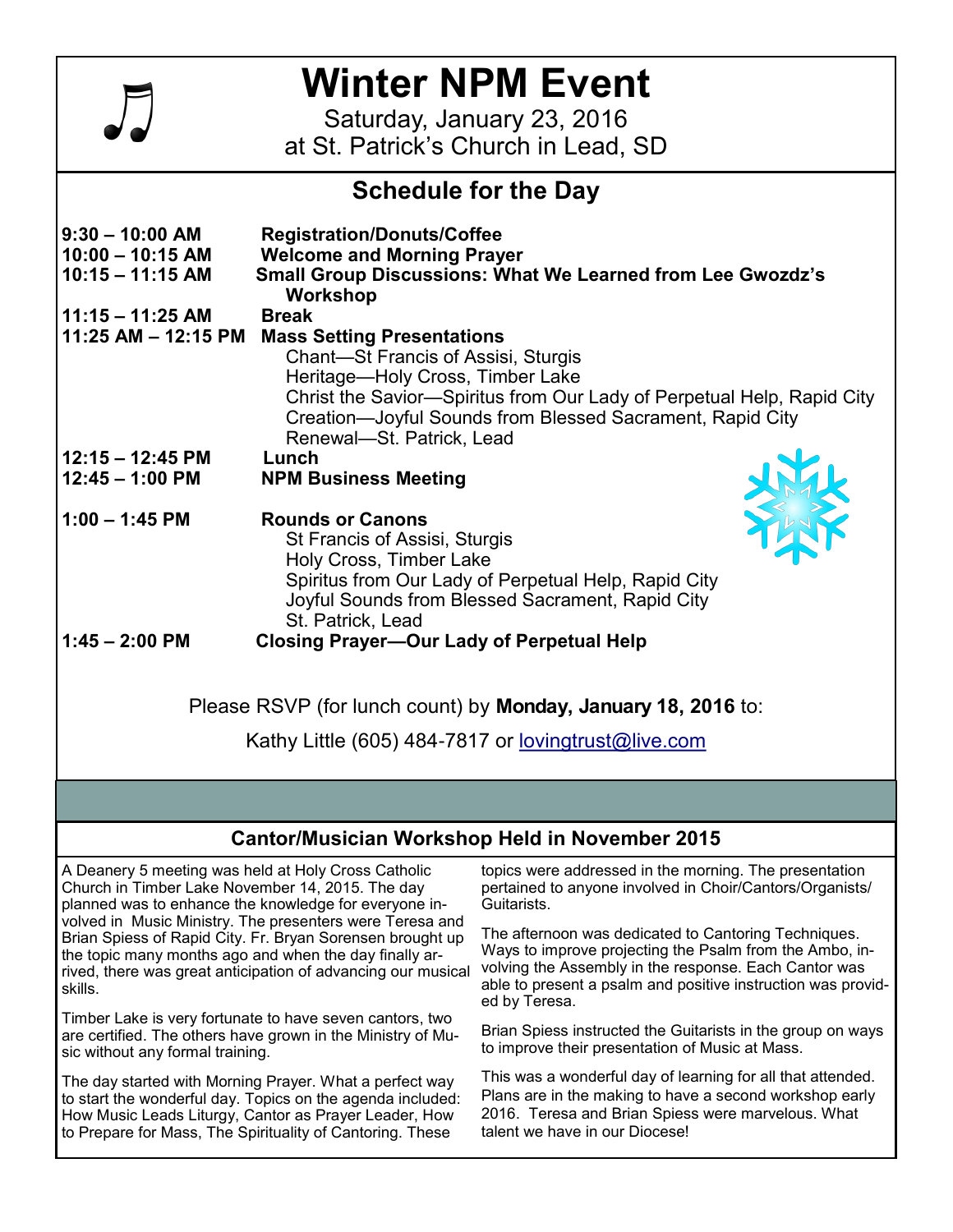# Winter NPM Event

Saturday, January 23, 2016
at St. Patrick's Church in Lead, SD

## Schedule for the Day

| Time | Activity |
|---|---|
| **9:30 – 10:00 AM** | **Registration/Donuts/Coffee** |
| **10:00 – 10:15 AM** | **Welcome and Morning Prayer** |
| **10:15 – 11:15 AM** | **Small Group Discussions: What We Learned from Lee Gwozdz's Workshop** |
| **11:15 – 11:25 AM** | **Break** |
| **11:25 AM – 12:15 PM** | **Mass Setting Presentations**<br>Chant—St Francis of Assisi, Sturgis<br>Heritage—Holy Cross, Timber Lake<br>Christ the Savior—Spiritus from Our Lady of Perpetual Help, Rapid City<br>Creation—Joyful Sounds from Blessed Sacrament, Rapid City<br>Renewal—St. Patrick, Lead |
| **12:15 – 12:45 PM** | **Lunch** |
| **12:45 – 1:00 PM** | **NPM Business Meeting** |
| **1:00 – 1:45 PM** | **Rounds or Canons**<br>St Francis of Assisi, Sturgis<br>Holy Cross, Timber Lake<br>Spiritus from Our Lady of Perpetual Help, Rapid City<br>Joyful Sounds from Blessed Sacrament, Rapid City<br>St. Patrick, Lead |
| **1:45 – 2:00 PM** | **Closing Prayer—Our Lady of Perpetual Help** |

Please RSVP (for lunch count) by **Monday, January 18, 2016** to:

Kathy Little (605) 484-7817 or lovingtrust@live.com

## Cantor/Musician Workshop Held in November 2015

A Deanery 5 meeting was held at Holy Cross Catholic Church in Timber Lake November 14, 2015. The day planned was to enhance the knowledge for everyone involved in Music Ministry. The presenters were Teresa and Brian Spiess of Rapid City. Fr. Bryan Sorensen brought up the topic many months ago and when the day finally arrived, there was great anticipation of advancing our musical skills.

Timber Lake is very fortunate to have seven cantors, two are certified. The others have grown in the Ministry of Music without any formal training.

The day started with Morning Prayer. What a perfect way to start the wonderful day. Topics on the agenda included: How Music Leads Liturgy, Cantor as Prayer Leader, How to Prepare for Mass, The Spirituality of Cantoring. These topics were addressed in the morning. The presentation pertained to anyone involved in Choir/Cantors/Organists/ Guitarists.

The afternoon was dedicated to Cantoring Techniques. Ways to improve projecting the Psalm from the Ambo, involving the Assembly in the response. Each Cantor was able to present a psalm and positive instruction was provided by Teresa.

Brian Spiess instructed the Guitarists in the group on ways to improve their presentation of Music at Mass.

This was a wonderful day of learning for all that attended. Plans are in the making to have a second workshop early 2016. Teresa and Brian Spiess were marvelous. What talent we have in our Diocese!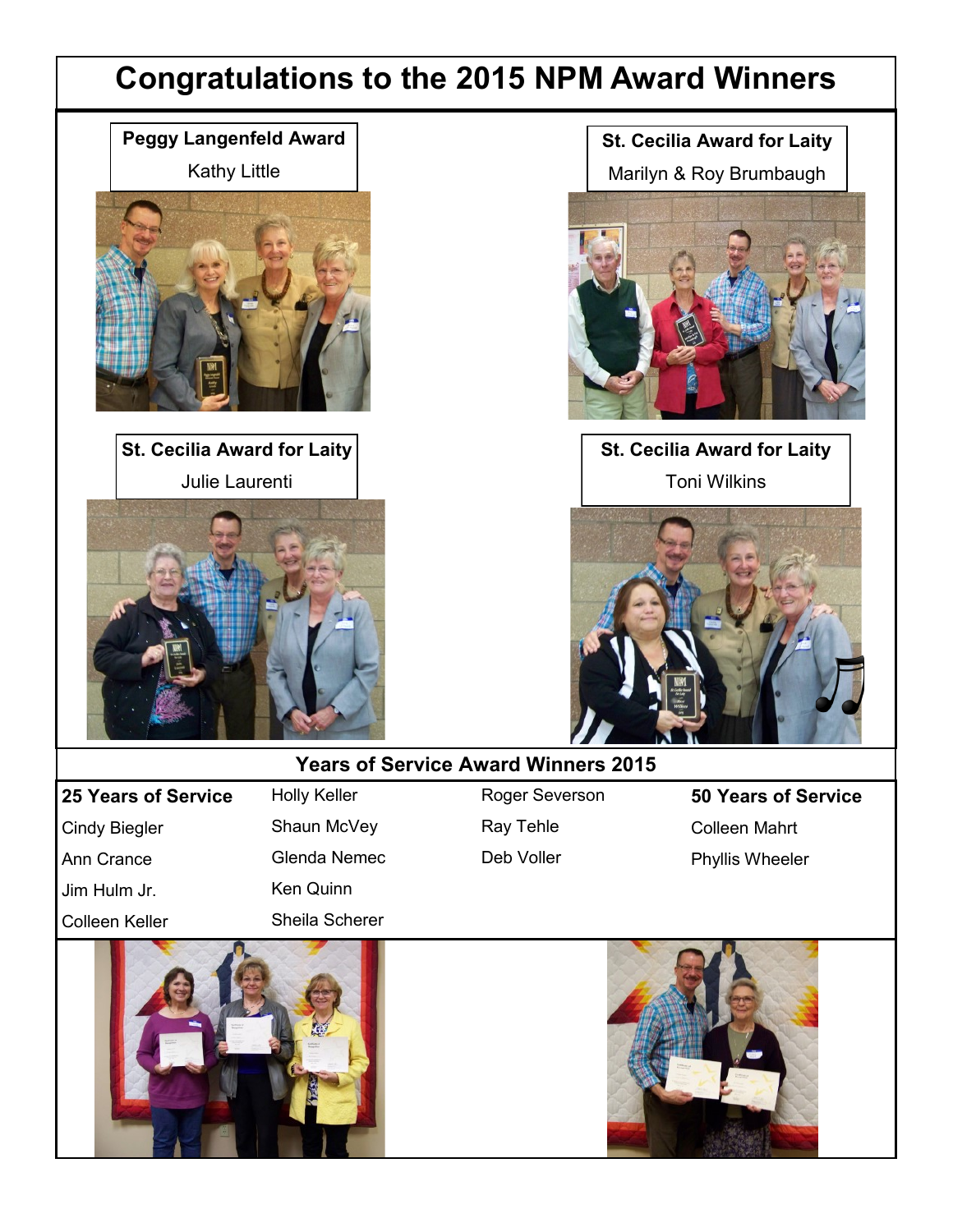# Congratulations to the 2015 NPM Award Winners

**Peggy Langenfeld Award**

Kathy Little

**St. Cecilia Award for Laity**

Marilyn & Roy Brumbaugh

**St. Cecilia Award for Laity**

Julie Laurenti

**St. Cecilia Award for Laity**

Toni Wilkins

## Years of Service Award Winners 2015

**25 Years of Service**

- Cindy Biegler
- Ann Crance
- Jim Hulm Jr.
- Colleen Keller
- Holly Keller
- Shaun McVey
- Glenda Nemec
- Ken Quinn
- Sheila Scherer
- Roger Severson
- Ray Tehle
- Deb Voller

**50 Years of Service**

- Colleen Mahrt
- Phyllis Wheeler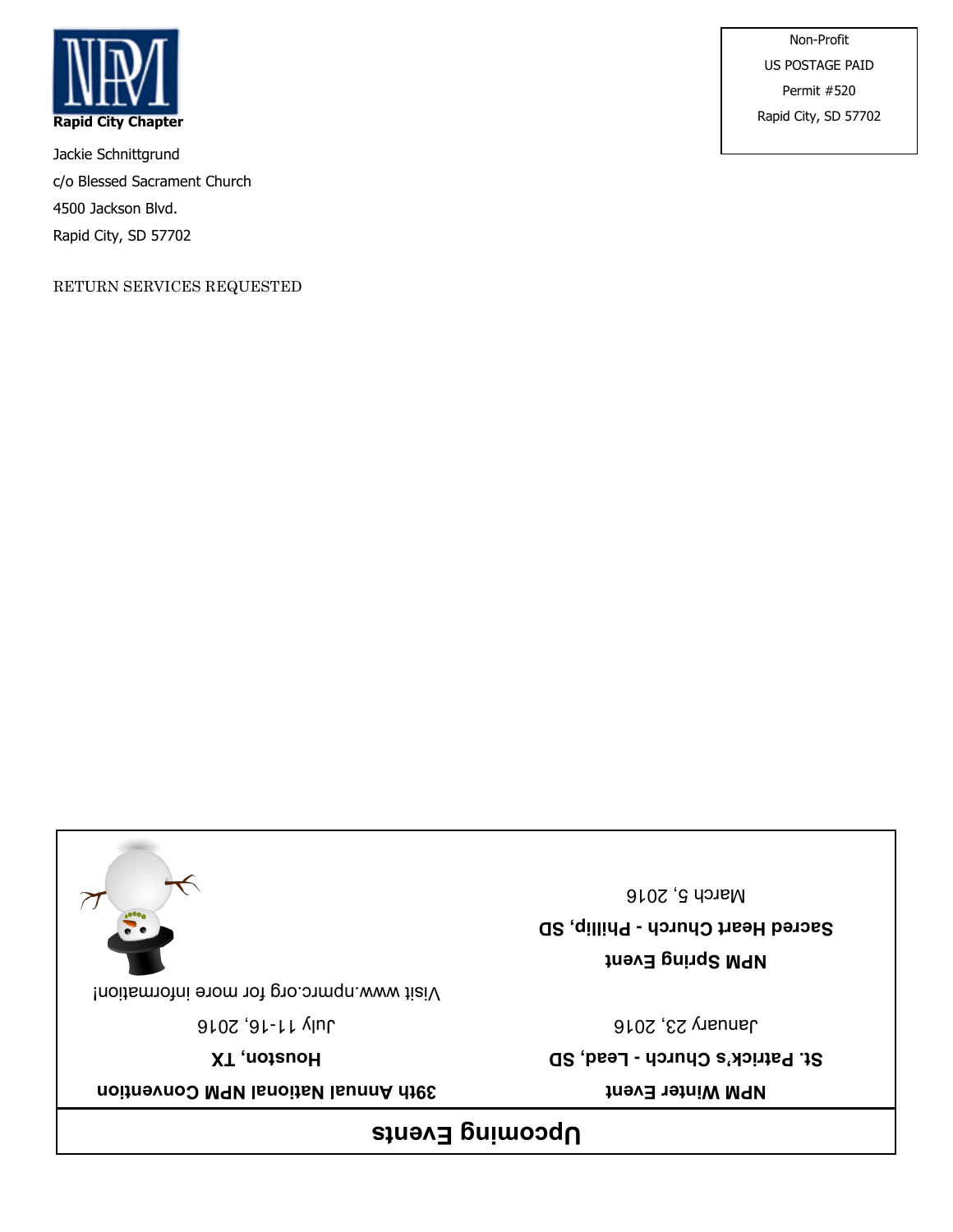**Rapid City Chapter**

Jackie Schnittgrund
c/o Blessed Sacrament Church
4500 Jackson Blvd.
Rapid City, SD 57702

RETURN SERVICES REQUESTED

Non-Profit
US POSTAGE PAID
Permit #520
Rapid City, SD 57702

## Upcoming Events

**NPM Winter Event**
**St. Patrick's Church - Lead, SD**
January 23, 2016

**NPM Spring Event**
**Sacred Heart Church - Philip, SD**
March 5, 2016

**39th Annual National NPM Convention**
**Houston, TX**
July 11-16, 2016

Visit www.npmrc.org for more information!